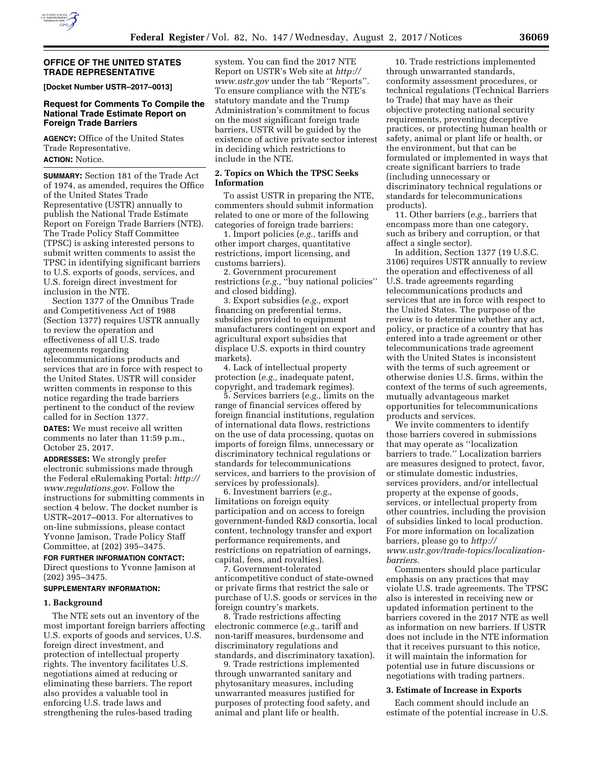## OFFICE OF THE UNITED STATES TRADE REPRESENTATIVE

**[Docket Number USTR–2017–0013]**

### Request for Comments To Compile the National Trade Estimate Report on Foreign Trade Barriers

**AGENCY:** Office of the United States Trade Representative.

**ACTION:** Notice.

**SUMMARY:** Section 181 of the Trade Act of 1974, as amended, requires the Office of the United States Trade Representative (USTR) annually to publish the National Trade Estimate Report on Foreign Trade Barriers (NTE). The Trade Policy Staff Committee (TPSC) is asking interested persons to submit written comments to assist the TPSC in identifying significant barriers to U.S. exports of goods, services, and U.S. foreign direct investment for inclusion in the NTE.

Section 1377 of the Omnibus Trade and Competitiveness Act of 1988 (Section 1377) requires USTR annually to review the operation and effectiveness of all U.S. trade agreements regarding telecommunications products and services that are in force with respect to the United States. USTR will consider written comments in response to this notice regarding the trade barriers pertinent to the conduct of the review called for in Section 1377.

**DATES:** We must receive all written comments no later than 11:59 p.m., October 25, 2017.

**ADDRESSES:** We strongly prefer electronic submissions made through the Federal eRulemaking Portal: *http://www.regulations.gov*. Follow the instructions for submitting comments in section 4 below. The docket number is USTR–2017–0013. For alternatives to on-line submissions, please contact Yvonne Jamison, Trade Policy Staff Committee, at (202) 395–3475.

**FOR FURTHER INFORMATION CONTACT:** Direct questions to Yvonne Jamison at (202) 395–3475.

**SUPPLEMENTARY INFORMATION:**

**1. Background**

The NTE sets out an inventory of the most important foreign barriers affecting U.S. exports of goods and services, U.S. foreign direct investment, and protection of intellectual property rights. The inventory facilitates U.S. negotiations aimed at reducing or eliminating these barriers. The report also provides a valuable tool in enforcing U.S. trade laws and strengthening the rules-based trading system. You can find the 2017 NTE Report on USTR's Web site at *http://www.ustr.gov* under the tab ''Reports''. To ensure compliance with the NTE's statutory mandate and the Trump Administration's commitment to focus on the most significant foreign trade barriers, USTR will be guided by the existence of active private sector interest in deciding which restrictions to include in the NTE.

**2. Topics on Which the TPSC Seeks Information**

To assist USTR in preparing the NTE, commenters should submit information related to one or more of the following categories of foreign trade barriers:

1. Import policies (*e.g.,* tariffs and other import charges, quantitative restrictions, import licensing, and customs barriers).
2. Government procurement restrictions (*e.g.,* ''buy national policies'' and closed bidding).
3. Export subsidies (*e.g.,* export financing on preferential terms, subsidies provided to equipment manufacturers contingent on export and agricultural export subsidies that displace U.S. exports in third country markets).
4. Lack of intellectual property protection (*e.g.,* inadequate patent, copyright, and trademark regimes).
5. Services barriers (*e.g.,* limits on the range of financial services offered by foreign financial institutions, regulation of international data flows, restrictions on the use of data processing, quotas on imports of foreign films, unnecessary or discriminatory technical regulations or standards for telecommunications services, and barriers to the provision of services by professionals).
6. Investment barriers (*e.g.,* limitations on foreign equity participation and on access to foreign government-funded R&D consortia, local content, technology transfer and export performance requirements, and restrictions on repatriation of earnings, capital, fees, and royalties).
7. Government-tolerated anticompetitive conduct of state-owned or private firms that restrict the sale or purchase of U.S. goods or services in the foreign country's markets.
8. Trade restrictions affecting electronic commerce (*e.g.,* tariff and non-tariff measures, burdensome and discriminatory regulations and standards, and discriminatory taxation).
9. Trade restrictions implemented through unwarranted sanitary and phytosanitary measures, including unwarranted measures justified for purposes of protecting food safety, and animal and plant life or health.
10. Trade restrictions implemented through unwarranted standards, conformity assessment procedures, or technical regulations (Technical Barriers to Trade) that may have as their objective protecting national security requirements, preventing deceptive practices, or protecting human health or safety, animal or plant life or health, or the environment, but that can be formulated or implemented in ways that create significant barriers to trade (including unnecessary or discriminatory technical regulations or standards for telecommunications products).
11. Other barriers (*e.g.,* barriers that encompass more than one category, such as bribery and corruption, or that affect a single sector).

In addition, Section 1377 (19 U.S.C. 3106) requires USTR annually to review the operation and effectiveness of all U.S. trade agreements regarding telecommunications products and services that are in force with respect to the United States. The purpose of the review is to determine whether any act, policy, or practice of a country that has entered into a trade agreement or other telecommunications trade agreement with the United States is inconsistent with the terms of such agreement or otherwise denies U.S. firms, within the context of the terms of such agreements, mutually advantageous market opportunities for telecommunications products and services.

We invite commenters to identify those barriers covered in submissions that may operate as ''localization barriers to trade.'' Localization barriers are measures designed to protect, favor, or stimulate domestic industries, services providers, and/or intellectual property at the expense of goods, services, or intellectual property from other countries, including the provision of subsidies linked to local production. For more information on localization barriers, please go to *http://www.ustr.gov/trade-topics/localization-barriers.*

Commenters should place particular emphasis on any practices that may violate U.S. trade agreements. The TPSC also is interested in receiving new or updated information pertinent to the barriers covered in the 2017 NTE as well as information on new barriers. If USTR does not include in the NTE information that it receives pursuant to this notice, it will maintain the information for potential use in future discussions or negotiations with trading partners.

**3. Estimate of Increase in Exports**

Each comment should include an estimate of the potential increase in U.S.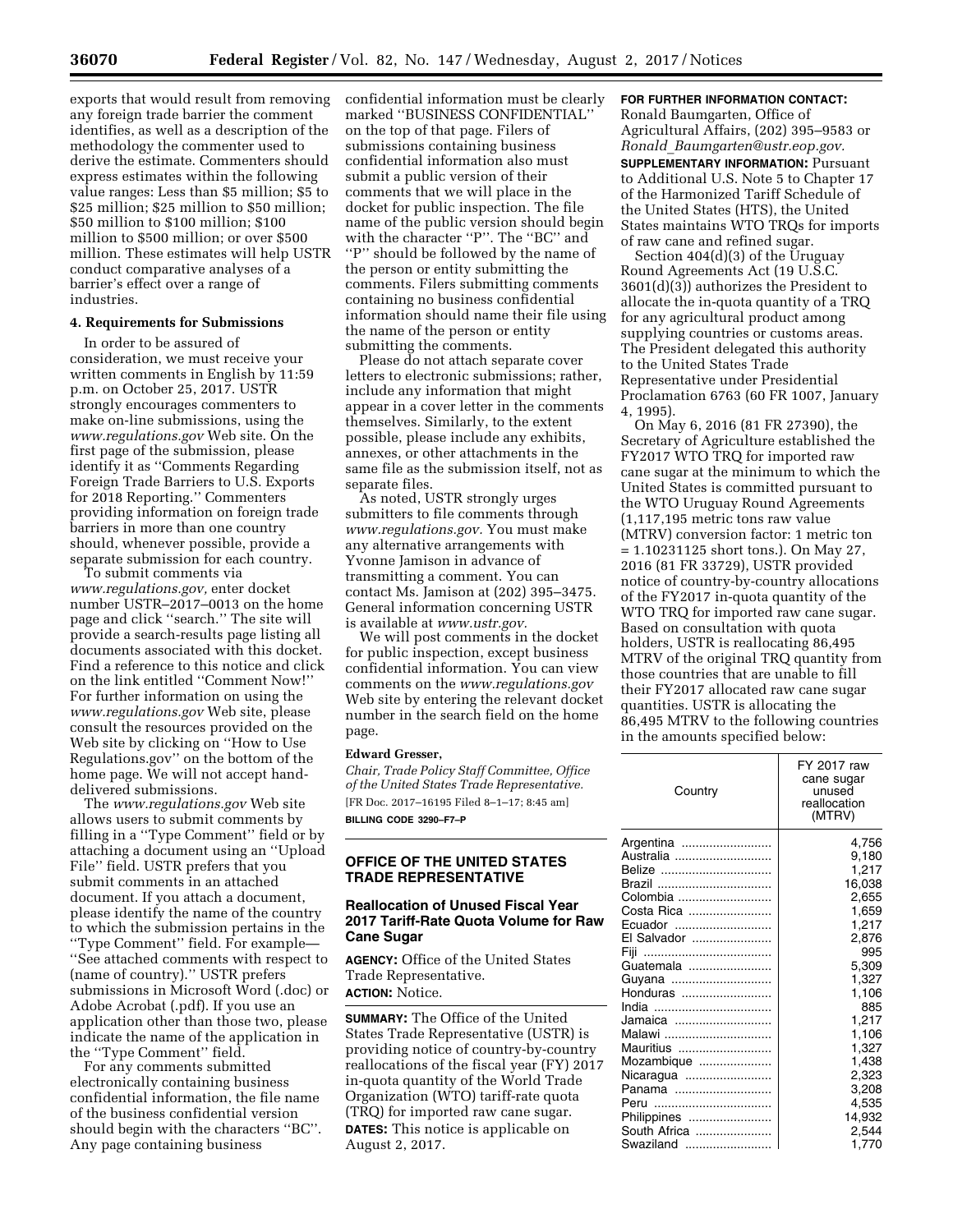exports that would result from removing any foreign trade barrier the comment identifies, as well as a description of the methodology the commenter used to derive the estimate. Commenters should express estimates within the following value ranges: Less than $5 million; $5 to $25 million; $25 million to $50 million; $50 million to $100 million; $100 million to $500 million; or over $500 million. These estimates will help USTR conduct comparative analyses of a barrier's effect over a range of industries.

#### 4. Requirements for Submissions

In order to be assured of consideration, we must receive your written comments in English by 11:59 p.m. on October 25, 2017. USTR strongly encourages commenters to make on-line submissions, using the *www.regulations.gov* Web site. On the first page of the submission, please identify it as ''Comments Regarding Foreign Trade Barriers to U.S. Exports for 2018 Reporting.'' Commenters providing information on foreign trade barriers in more than one country should, whenever possible, provide a separate submission for each country.

To submit comments via *www.regulations.gov,* enter docket number USTR–2017–0013 on the home page and click ''search.'' The site will provide a search-results page listing all documents associated with this docket. Find a reference to this notice and click on the link entitled ''Comment Now!'' For further information on using the *www.regulations.gov* Web site, please consult the resources provided on the Web site by clicking on ''How to Use Regulations.gov'' on the bottom of the home page. We will not accept hand-delivered submissions.

The *www.regulations.gov* Web site allows users to submit comments by filling in a ''Type Comment'' field or by attaching a document using an ''Upload File'' field. USTR prefers that you submit comments in an attached document. If you attach a document, please identify the name of the country to which the submission pertains in the ''Type Comment'' field. For example— ''See attached comments with respect to (name of country).'' USTR prefers submissions in Microsoft Word (.doc) or Adobe Acrobat (.pdf). If you use an application other than those two, please indicate the name of the application in the ''Type Comment'' field.

For any comments submitted electronically containing business confidential information, the file name of the business confidential version should begin with the characters ''BC''. Any page containing business confidential information must be clearly marked ''BUSINESS CONFIDENTIAL'' on the top of that page. Filers of submissions containing business confidential information also must submit a public version of their comments that we will place in the docket for public inspection. The file name of the public version should begin with the character ''P''. The ''BC'' and ''P'' should be followed by the name of the person or entity submitting the comments. Filers submitting comments containing no business confidential information should name their file using the name of the person or entity submitting the comments.

Please do not attach separate cover letters to electronic submissions; rather, include any information that might appear in a cover letter in the comments themselves. Similarly, to the extent possible, please include any exhibits, annexes, or other attachments in the same file as the submission itself, not as separate files.

As noted, USTR strongly urges submitters to file comments through *www.regulations.gov.* You must make any alternative arrangements with Yvonne Jamison in advance of transmitting a comment. You can contact Ms. Jamison at (202) 395–3475. General information concerning USTR is available at *www.ustr.gov.*

We will post comments in the docket for public inspection, except business confidential information. You can view comments on the *www.regulations.gov* Web site by entering the relevant docket number in the search field on the home page.

**Edward Gresser,**

*Chair, Trade Policy Staff Committee, Office of the United States Trade Representative.*

[FR Doc. 2017–16195 Filed 8–1–17; 8:45 am]

**BILLING CODE 3290–F7–P**

## OFFICE OF THE UNITED STATES TRADE REPRESENTATIVE

### Reallocation of Unused Fiscal Year 2017 Tariff-Rate Quota Volume for Raw Cane Sugar

**AGENCY:** Office of the United States Trade Representative.

**ACTION:** Notice.

**SUMMARY:** The Office of the United States Trade Representative (USTR) is providing notice of country-by-country reallocations of the fiscal year (FY) 2017 in-quota quantity of the World Trade Organization (WTO) tariff-rate quota (TRQ) for imported raw cane sugar.

**DATES:** This notice is applicable on August 2, 2017.

**FOR FURTHER INFORMATION CONTACT:** Ronald Baumgarten, Office of Agricultural Affairs, (202) 395–9583 or *Ronald_Baumgarten@ustr.eop.gov.*

**SUPPLEMENTARY INFORMATION:** Pursuant to Additional U.S. Note 5 to Chapter 17 of the Harmonized Tariff Schedule of the United States (HTS), the United States maintains WTO TRQs for imports of raw cane and refined sugar.

Section 404(d)(3) of the Uruguay Round Agreements Act (19 U.S.C. 3601(d)(3)) authorizes the President to allocate the in-quota quantity of a TRQ for any agricultural product among supplying countries or customs areas. The President delegated this authority to the United States Trade Representative under Presidential Proclamation 6763 (60 FR 1007, January 4, 1995).

On May 6, 2016 (81 FR 27390), the Secretary of Agriculture established the FY2017 WTO TRQ for imported raw cane sugar at the minimum to which the United States is committed pursuant to the WTO Uruguay Round Agreements (1,117,195 metric tons raw value (MTRV) conversion factor: 1 metric ton = 1.10231125 short tons.). On May 27, 2016 (81 FR 33729), USTR provided notice of country-by-country allocations of the FY2017 in-quota quantity of the WTO TRQ for imported raw cane sugar. Based on consultation with quota holders, USTR is reallocating 86,495 MTRV of the original TRQ quantity from those countries that are unable to fill their FY2017 allocated raw cane sugar quantities. USTR is allocating the 86,495 MTRV to the following countries in the amounts specified below:

| Country | FY 2017 raw cane sugar unused reallocation (MTRV) |
|---|---|
| Argentina | 4,756 |
| Australia | 9,180 |
| Belize | 1,217 |
| Brazil | 16,038 |
| Colombia | 2,655 |
| Costa Rica | 1,659 |
| Ecuador | 1,217 |
| El Salvador | 2,876 |
| Fiji | 995 |
| Guatemala | 5,309 |
| Guyana | 1,327 |
| Honduras | 1,106 |
| India | 885 |
| Jamaica | 1,217 |
| Malawi | 1,106 |
| Mauritius | 1,327 |
| Mozambique | 1,438 |
| Nicaragua | 2,323 |
| Panama | 3,208 |
| Peru | 4,535 |
| Philippines | 14,932 |
| South Africa | 2,544 |
| Swaziland | 1,770 |